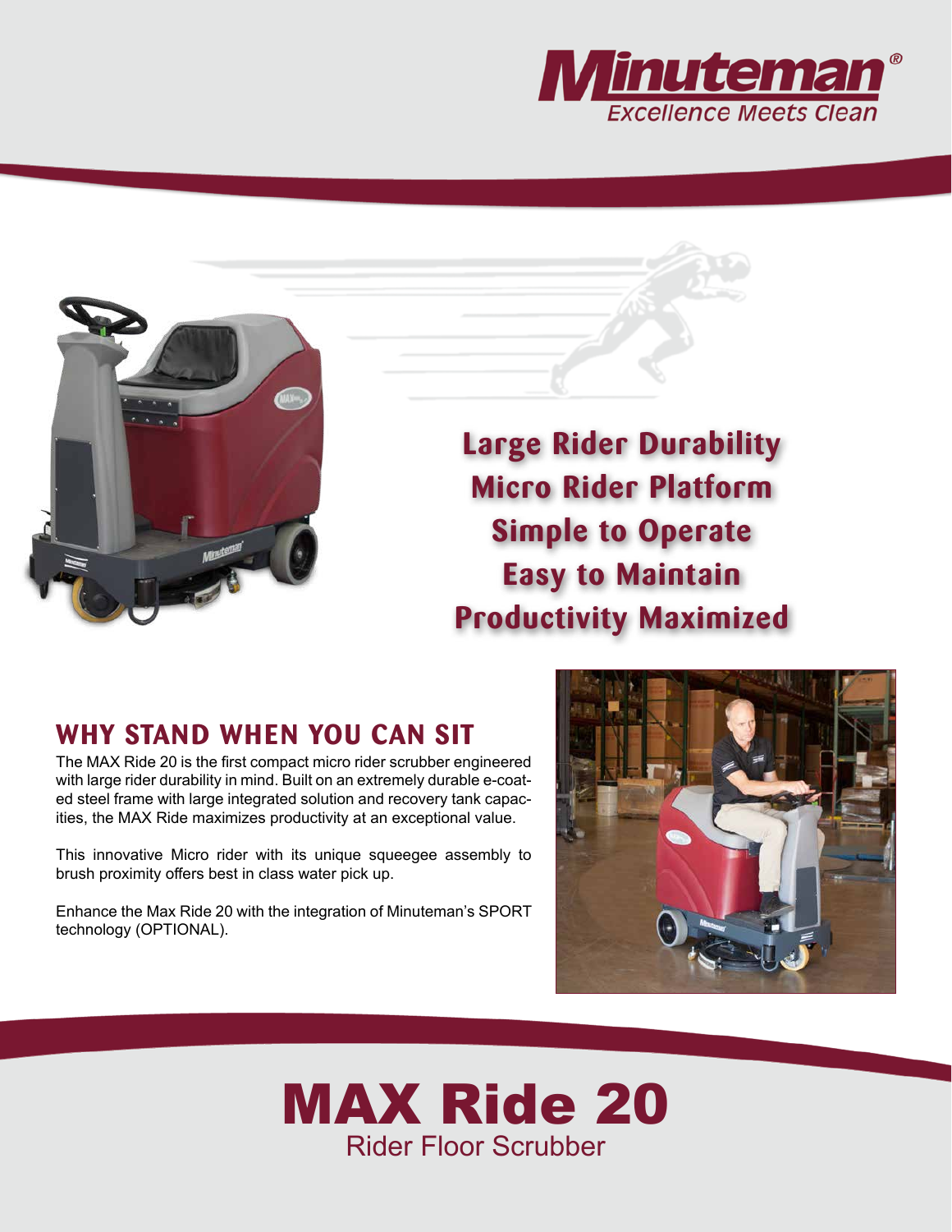Minuteman®
Excellence Meets Clean

**Large Rider Durability**
**Micro Rider Platform**
**Simple to Operate**
**Easy to Maintain**
**Productivity Maximized**

## WHY STAND WHEN YOU CAN SIT

The MAX Ride 20 is the first compact micro rider scrubber engineered with large rider durability in mind. Built on an extremely durable e-coated steel frame with large integrated solution and recovery tank capacities, the MAX Ride maximizes productivity at an exceptional value.

This innovative Micro rider with its unique squeegee assembly to brush proximity offers best in class water pick up.

Enhance the Max Ride 20 with the integration of Minuteman's SPORT technology (OPTIONAL).

# MAX Ride 20

Rider Floor Scrubber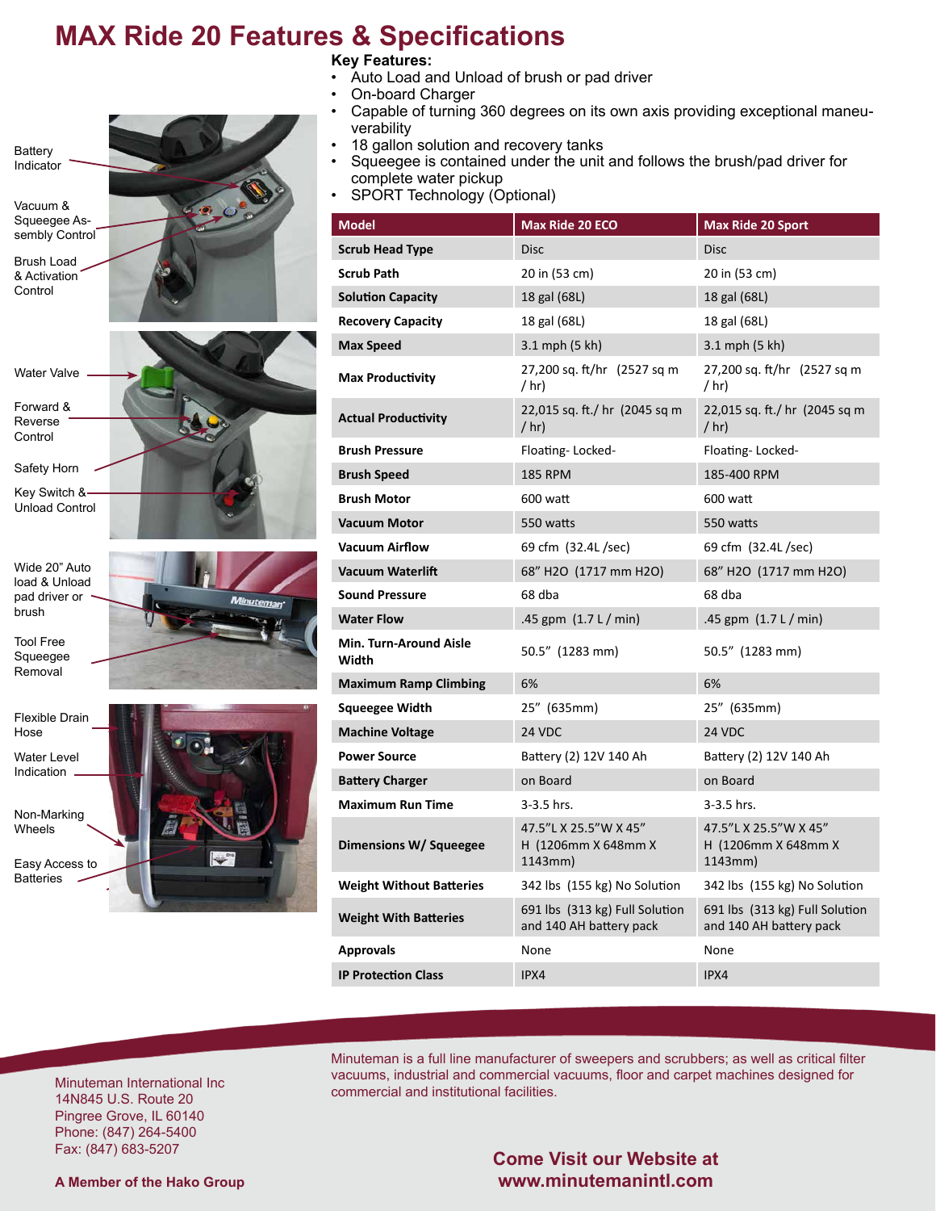# MAX Ride 20 Features & Specifications

Battery Indicator

Vacuum & Squeegee Assembly Control

Brush Load & Activation Control

Water Valve

Forward & Reverse Control

Safety Horn

Key Switch & Unload Control

Wide 20" Auto load & Unload pad driver or brush

Tool Free Squeegee Removal

Flexible Drain Hose

Water Level Indication

Non-Marking Wheels

Easy Access to Batteries

**Key Features:**

- Auto Load and Unload of brush or pad driver
- On-board Charger
- Capable of turning 360 degrees on its own axis providing exceptional maneuverability
- 18 gallon solution and recovery tanks
- Squeegee is contained under the unit and follows the brush/pad driver for complete water pickup
- SPORT Technology (Optional)

| Model | Max Ride 20 ECO | Max Ride 20 Sport |
|---|---|---|
| Scrub Head Type | Disc | Disc |
| Scrub Path | 20 in (53 cm) | 20 in (53 cm) |
| Solution Capacity | 18 gal (68L) | 18 gal (68L) |
| Recovery Capacity | 18 gal (68L) | 18 gal (68L) |
| Max Speed | 3.1 mph (5 kh) | 3.1 mph (5 kh) |
| Max Productivity | 27,200 sq. ft/hr (2527 sq m / hr) | 27,200 sq. ft/hr (2527 sq m / hr) |
| Actual Productivity | 22,015 sq. ft./ hr (2045 sq m / hr) | 22,015 sq. ft./ hr (2045 sq m / hr) |
| Brush Pressure | Floating- Locked- | Floating- Locked- |
| Brush Speed | 185 RPM | 185-400 RPM |
| Brush Motor | 600 watt | 600 watt |
| Vacuum Motor | 550 watts | 550 watts |
| Vacuum Airflow | 69 cfm (32.4L /sec) | 69 cfm (32.4L /sec) |
| Vacuum Waterlift | 68" H2O (1717 mm H2O) | 68" H2O (1717 mm H2O) |
| Sound Pressure | 68 dba | 68 dba |
| Water Flow | .45 gpm (1.7 L / min) | .45 gpm (1.7 L / min) |
| Min. Turn-Around Aisle Width | 50.5" (1283 mm) | 50.5" (1283 mm) |
| Maximum Ramp Climbing | 6% | 6% |
| Squeegee Width | 25" (635mm) | 25" (635mm) |
| Machine Voltage | 24 VDC | 24 VDC |
| Power Source | Battery (2) 12V 140 Ah | Battery (2) 12V 140 Ah |
| Battery Charger | on Board | on Board |
| Maximum Run Time | 3-3.5 hrs. | 3-3.5 hrs. |
| Dimensions W/ Squeegee | 47.5"L X 25.5"W X 45" H (1206mm X 648mm X 1143mm) | 47.5"L X 25.5"W X 45" H (1206mm X 648mm X 1143mm) |
| Weight Without Batteries | 342 lbs (155 kg) No Solution | 342 lbs (155 kg) No Solution |
| Weight With Batteries | 691 lbs (313 kg) Full Solution and 140 AH battery pack | 691 lbs (313 kg) Full Solution and 140 AH battery pack |
| Approvals | None | None |
| IP Protection Class | IPX4 | IPX4 |

Minuteman is a full line manufacturer of sweepers and scrubbers; as well as critical filter vacuums, industrial and commercial vacuums, floor and carpet machines designed for commercial and institutional facilities.

Minuteman International Inc
14N845 U.S. Route 20
Pingree Grove, IL 60140
Phone: (847) 264-5400
Fax: (847) 683-5207

**A Member of the Hako Group**

**Come Visit our Website at www.minutemanintl.com**